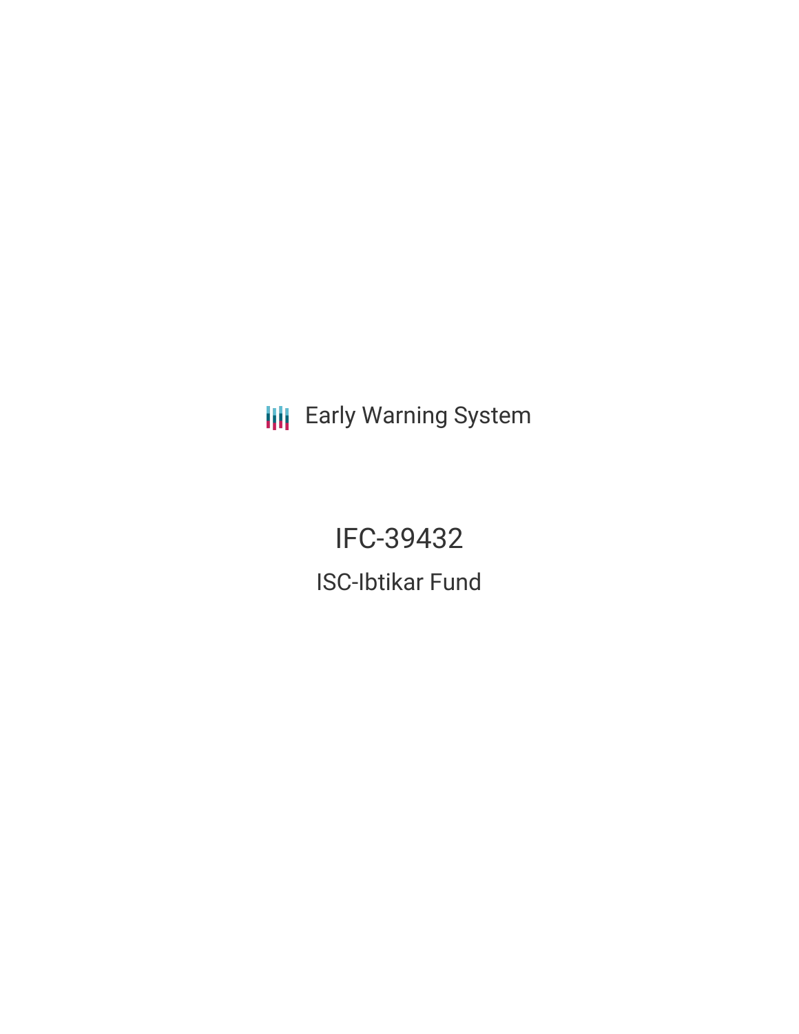Early Warning System

# IFC-39432

## ISC-Ibtikar Fund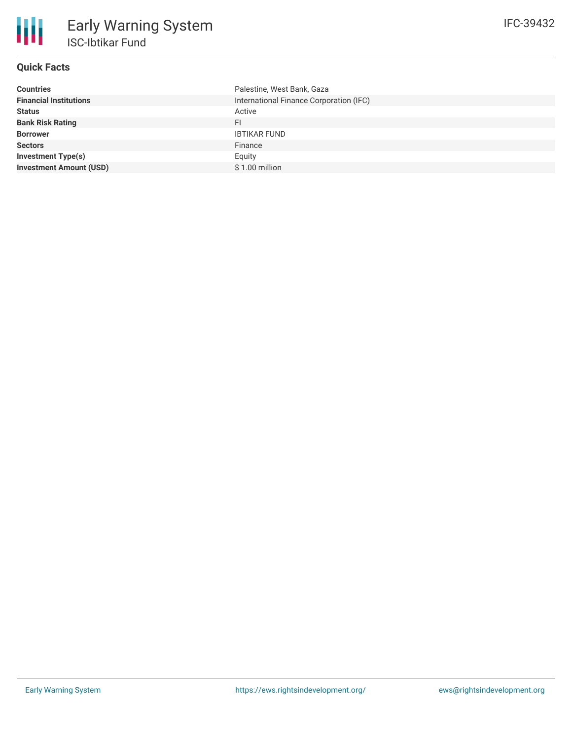# Early Warning System

## ISC-Ibtikar Fund

IFC-39432

### Quick Facts

| | |
|---|---|
| **Countries** | Palestine, West Bank, Gaza |
| **Financial Institutions** | International Finance Corporation (IFC) |
| **Status** | Active |
| **Bank Risk Rating** | FI |
| **Borrower** | IBTIKAR FUND |
| **Sectors** | Finance |
| **Investment Type(s)** | Equity |
| **Investment Amount (USD)** | $ 1.00 million |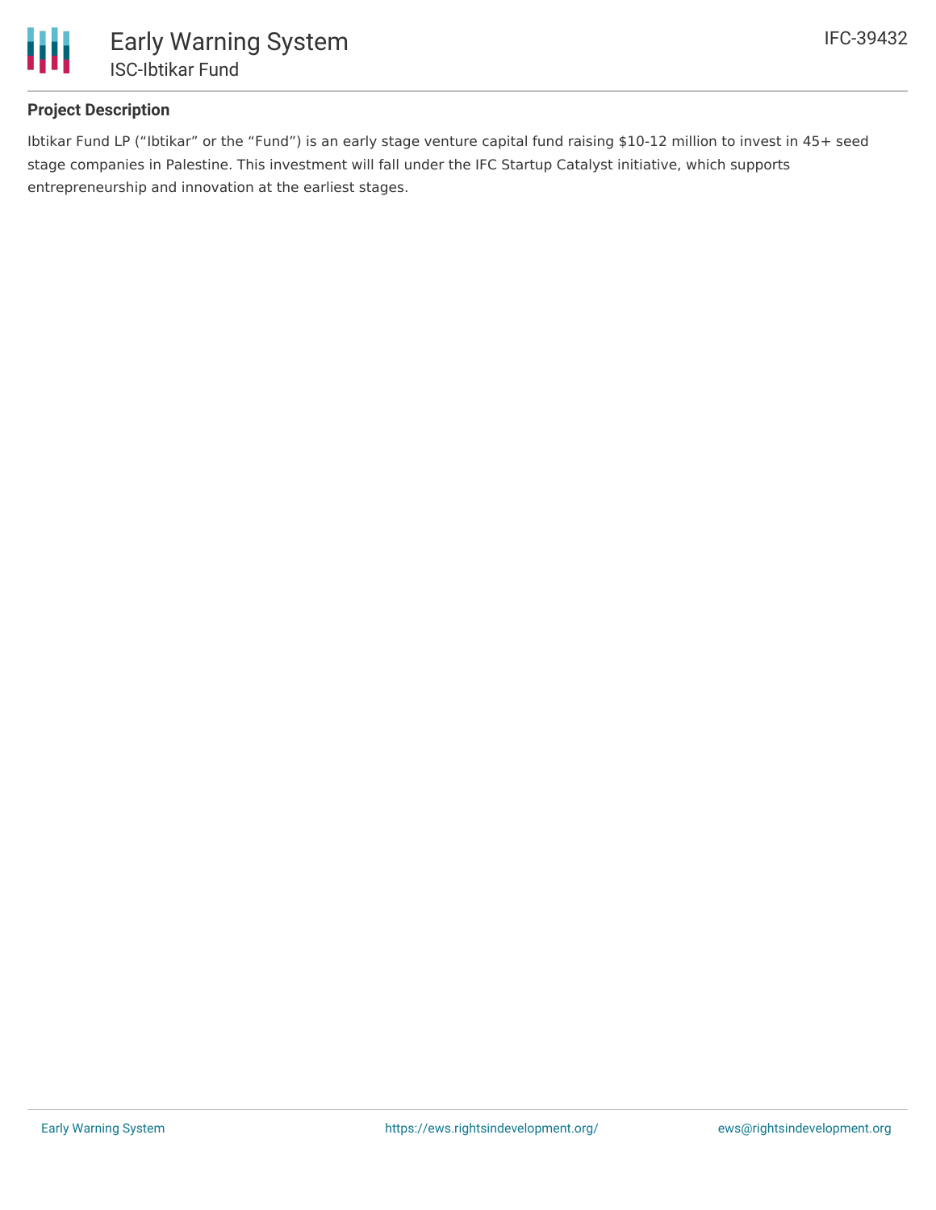## Project Description

Ibtikar Fund LP ("Ibtikar" or the "Fund") is an early stage venture capital fund raising $10-12 million to invest in 45+ seed stage companies in Palestine. This investment will fall under the IFC Startup Catalyst initiative, which supports entrepreneurship and innovation at the earliest stages.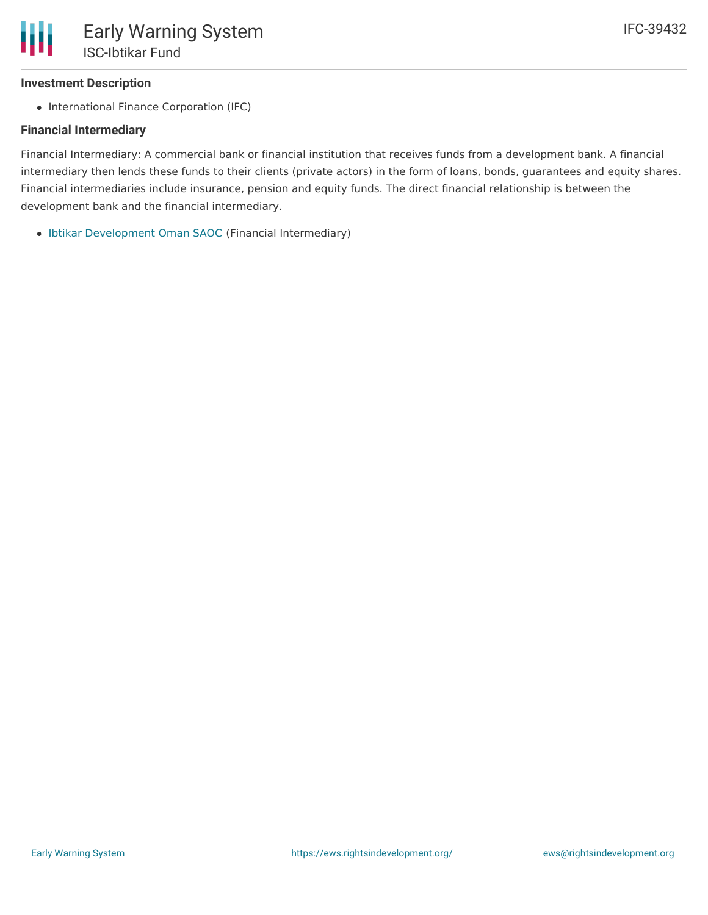## Investment Description

- International Finance Corporation (IFC)

## Financial Intermediary

Financial Intermediary: A commercial bank or financial institution that receives funds from a development bank. A financial intermediary then lends these funds to their clients (private actors) in the form of loans, bonds, guarantees and equity shares. Financial intermediaries include insurance, pension and equity funds. The direct financial relationship is between the development bank and the financial intermediary.

- Ibtikar Development Oman SAOC (Financial Intermediary)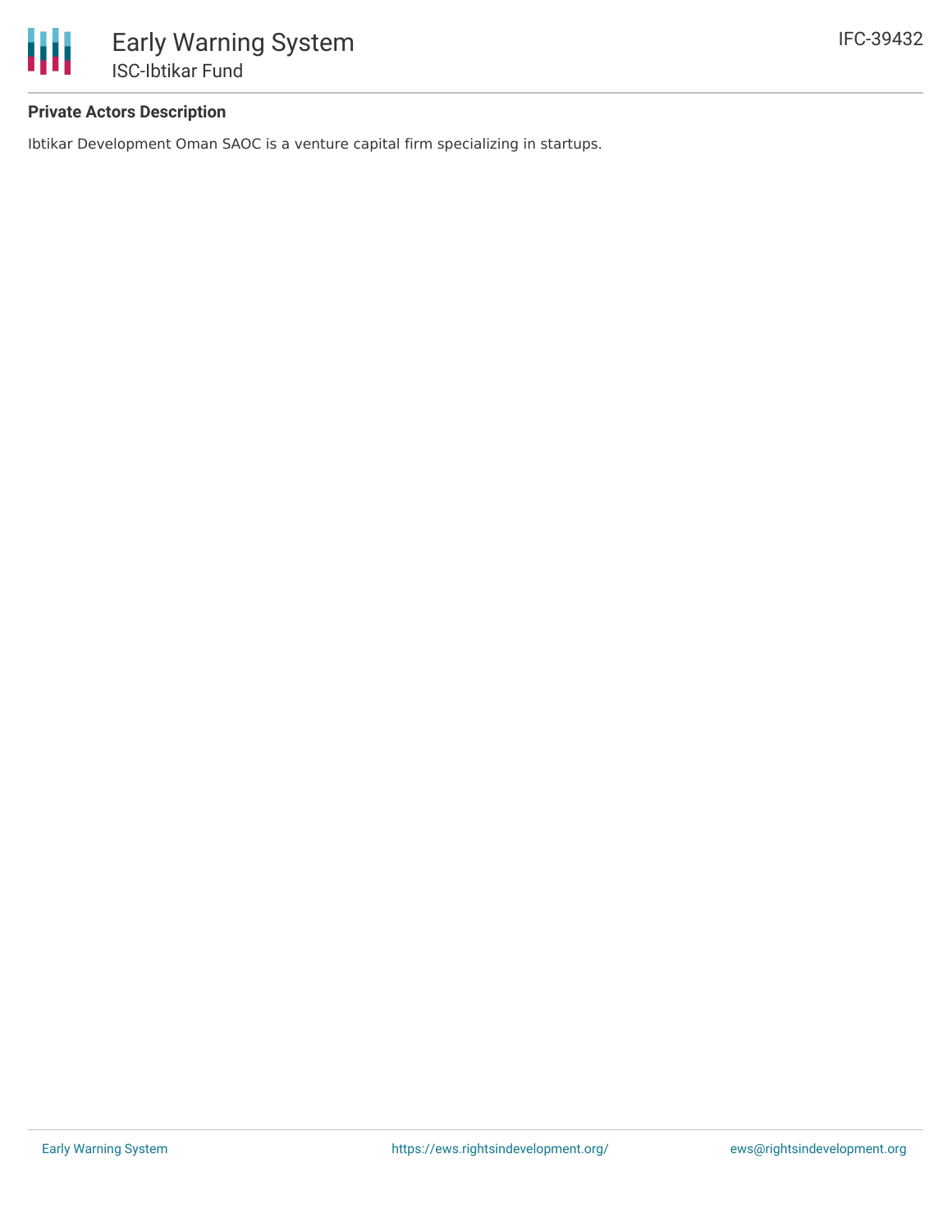**Private Actors Description**

Ibtikar Development Oman SAOC is a venture capital firm specializing in startups.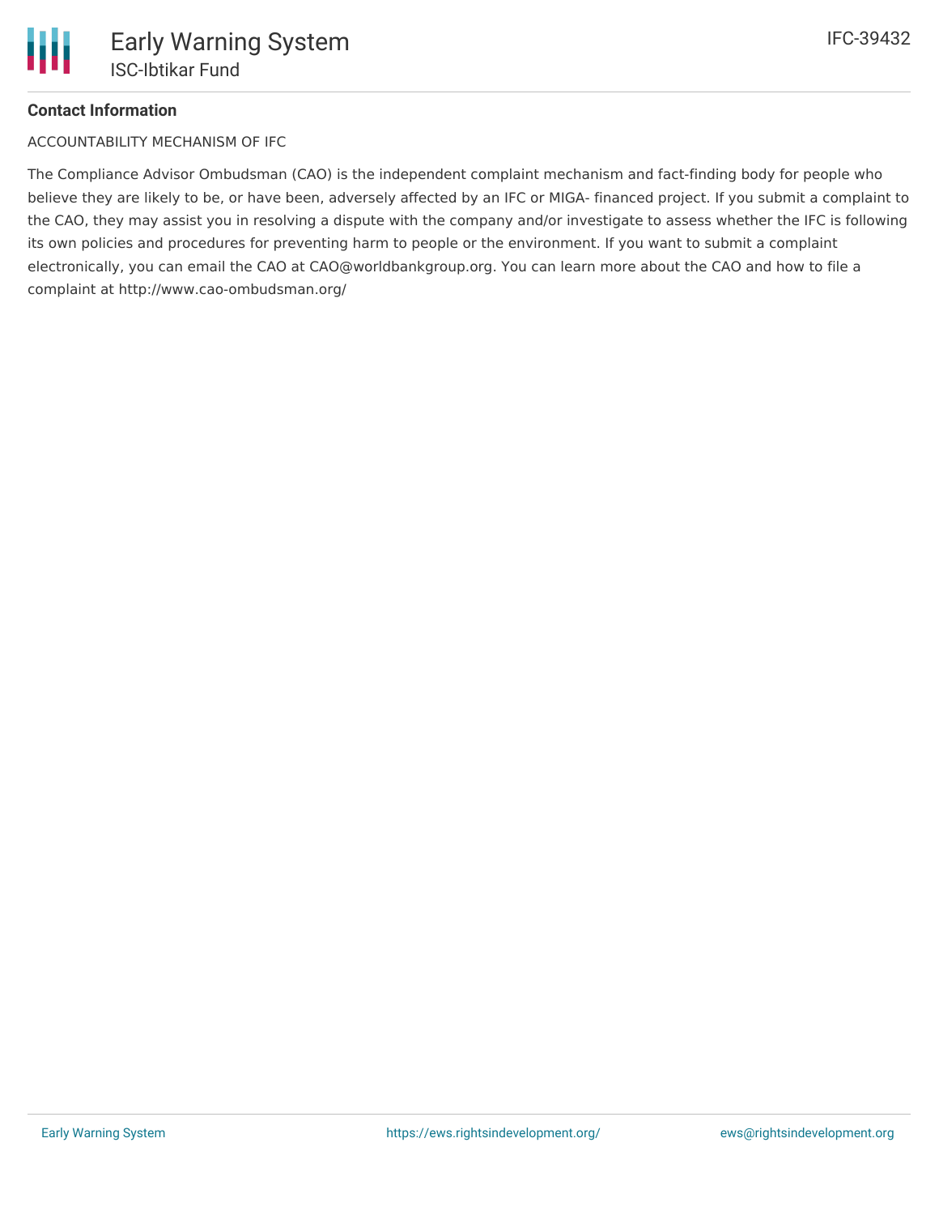**Contact Information**

ACCOUNTABILITY MECHANISM OF IFC

The Compliance Advisor Ombudsman (CAO) is the independent complaint mechanism and fact-finding body for people who believe they are likely to be, or have been, adversely affected by an IFC or MIGA- financed project. If you submit a complaint to the CAO, they may assist you in resolving a dispute with the company and/or investigate to assess whether the IFC is following its own policies and procedures for preventing harm to people or the environment. If you want to submit a complaint electronically, you can email the CAO at CAO@worldbankgroup.org. You can learn more about the CAO and how to file a complaint at http://www.cao-ombudsman.org/